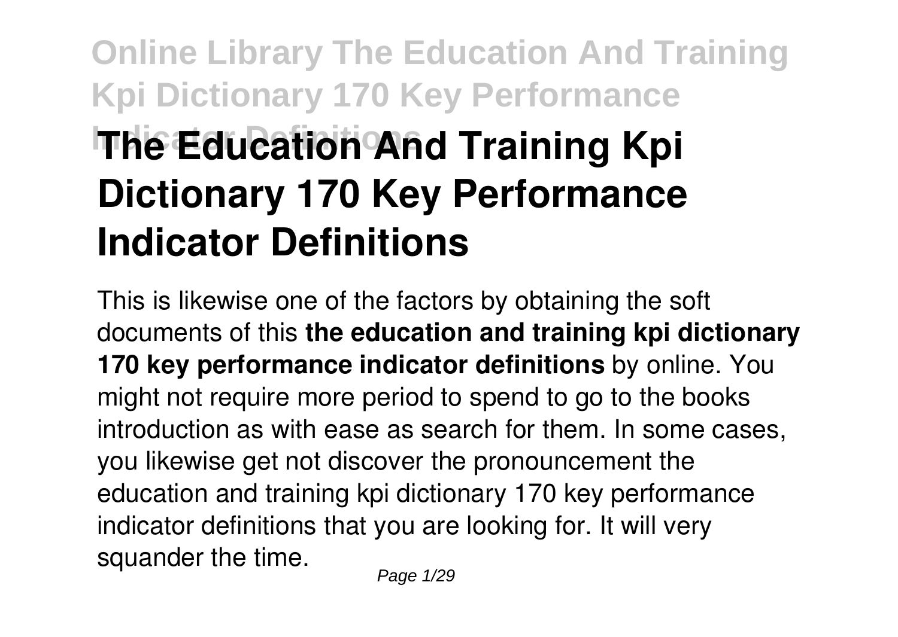# The Education And Training Kpi Dictionary 170 Key Performance Indicator Definitions

This is likewise one of the factors by obtaining the soft documents of this **the education and training kpi dictionary 170 key performance indicator definitions** by online. You might not require more period to spend to go to the books introduction as with ease as search for them. In some cases, you likewise get not discover the pronouncement the education and training kpi dictionary 170 key performance indicator definitions that you are looking for. It will very squander the time.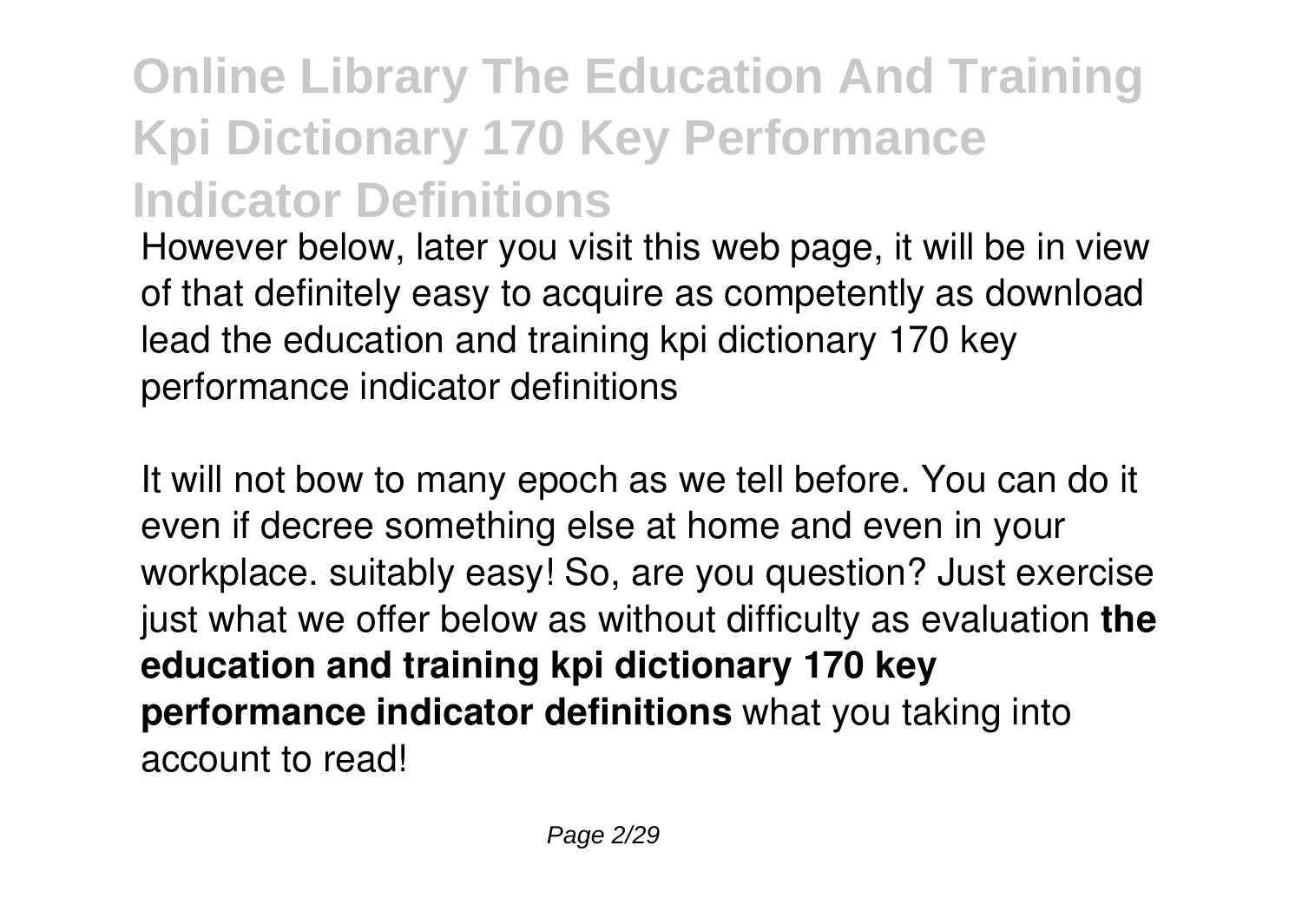# Online Library The Education And Training Kpi Dictionary 170 Key Performance Indicator Definitions

However below, later you visit this web page, it will be in view of that definitely easy to acquire as competently as download lead the education and training kpi dictionary 170 key performance indicator definitions

It will not bow to many epoch as we tell before. You can do it even if decree something else at home and even in your workplace. suitably easy! So, are you question? Just exercise just what we offer below as without difficulty as evaluation **the education and training kpi dictionary 170 key performance indicator definitions** what you taking into account to read!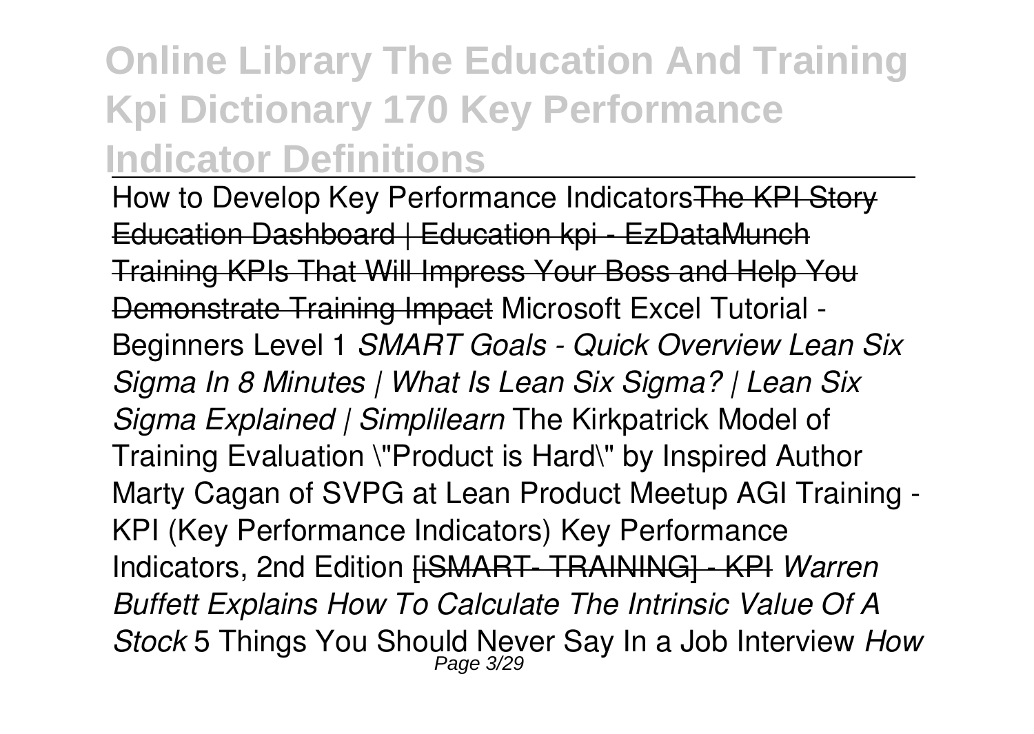How to Develop Key Performance Indicators~~The KPI Story~~ ~~Education Dashboard | Education kpi - EzDataMunch~~ ~~Training KPIs That Will Impress Your Boss and Help You Demonstrate Training Impact~~ Microsoft Excel Tutorial - Beginners Level 1 *SMART Goals - Quick Overview Lean Six Sigma In 8 Minutes | What Is Lean Six Sigma? | Lean Six Sigma Explained | Simplilearn* The Kirkpatrick Model of Training Evaluation \"Product is Hard\" by Inspired Author Marty Cagan of SVPG at Lean Product Meetup AGI Training - KPI (Key Performance Indicators) Key Performance Indicators, 2nd Edition ~~[iSMART- TRAINING] - KPI~~ *Warren Buffett Explains How To Calculate The Intrinsic Value Of A Stock* 5 Things You Should Never Say In a Job Interview *How*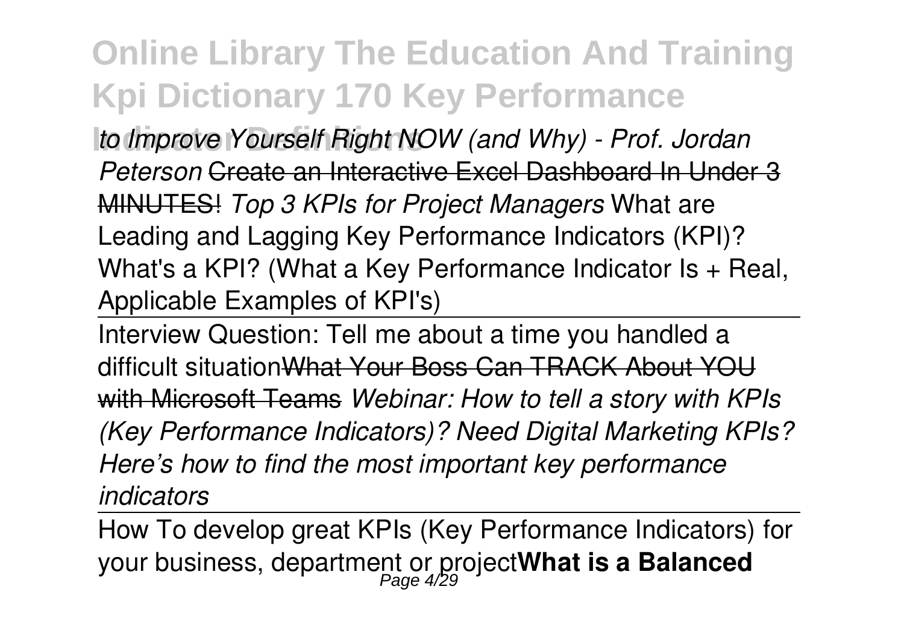*to Improve Yourself Right NOW (and Why) - Prof. Jordan Peterson* ~~Create an Interactive Excel Dashboard In Under 3 MINUTES!~~ *Top 3 KPIs for Project Managers* What are Leading and Lagging Key Performance Indicators (KPI)? What's a KPI? (What a Key Performance Indicator Is + Real, Applicable Examples of KPI's)

---

Interview Question: Tell me about a time you handled a difficult situation~~What Your Boss Can TRACK About YOU with Microsoft Teams~~ *Webinar: How to tell a story with KPIs (Key Performance Indicators)? Need Digital Marketing KPIs? Here's how to find the most important key performance indicators*

---

How To develop great KPIs (Key Performance Indicators) for your business, department or project**What is a Balanced**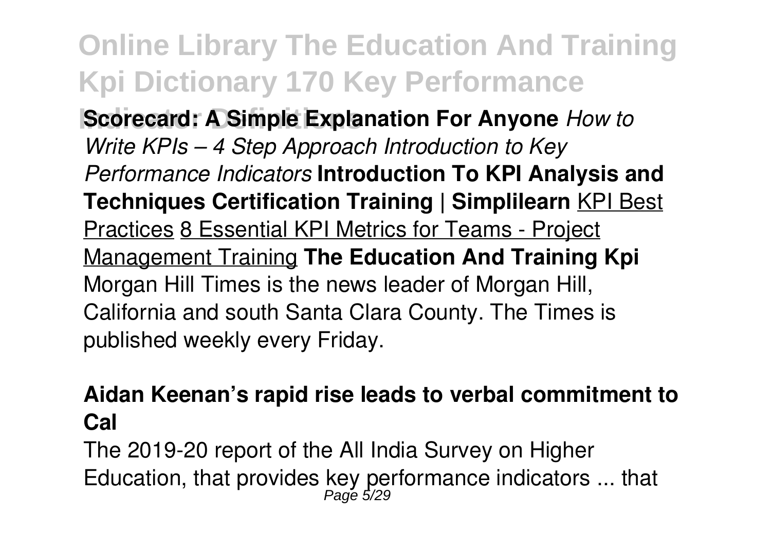**Scorecard: A Simple Explanation For Anyone** *How to Write KPIs – 4 Step Approach Introduction to Key Performance Indicators* **Introduction To KPI Analysis and Techniques Certification Training | Simplilearn** KPI Best Practices 8 Essential KPI Metrics for Teams - Project Management Training **The Education And Training Kpi**
Morgan Hill Times is the news leader of Morgan Hill, California and south Santa Clara County. The Times is published weekly every Friday.

**Aidan Keenan's rapid rise leads to verbal commitment to Cal**

The 2019-20 report of the All India Survey on Higher Education, that provides key performance indicators ... that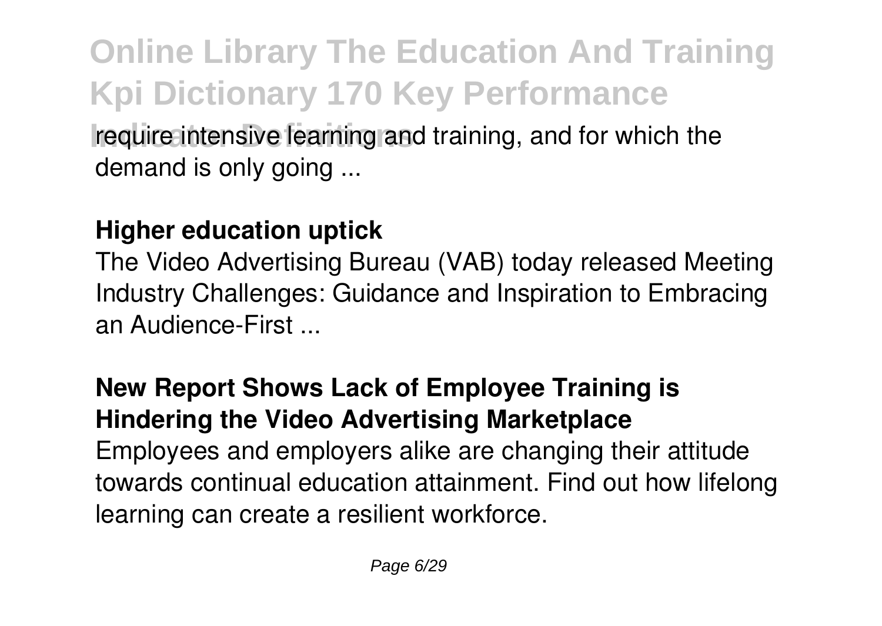require intensive learning and training, and for which the demand is only going ...

**Higher education uptick**

The Video Advertising Bureau (VAB) today released Meeting Industry Challenges: Guidance and Inspiration to Embracing an Audience-First ...

**New Report Shows Lack of Employee Training is Hindering the Video Advertising Marketplace**

Employees and employers alike are changing their attitude towards continual education attainment. Find out how lifelong learning can create a resilient workforce.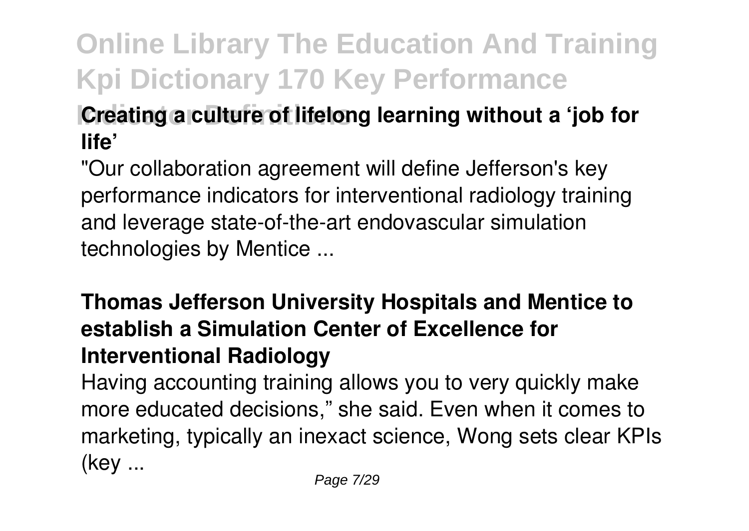### Creating a culture of lifelong learning without a 'job for life'

"Our collaboration agreement will define Jefferson's key performance indicators for interventional radiology training and leverage state-of-the-art endovascular simulation technologies by Mentice ...

### Thomas Jefferson University Hospitals and Mentice to establish a Simulation Center of Excellence for Interventional Radiology

Having accounting training allows you to very quickly make more educated decisions," she said. Even when it comes to marketing, typically an inexact science, Wong sets clear KPIs (key ...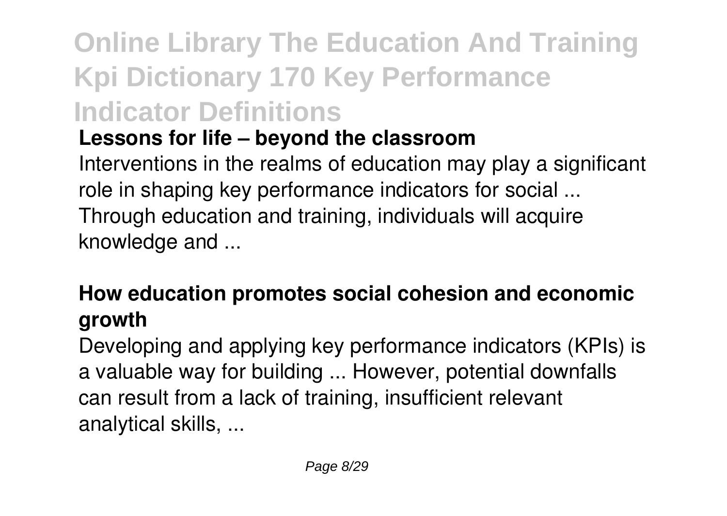### Lessons for life – beyond the classroom

Interventions in the realms of education may play a significant role in shaping key performance indicators for social ... Through education and training, individuals will acquire knowledge and ...

### How education promotes social cohesion and economic growth

Developing and applying key performance indicators (KPIs) is a valuable way for building ... However, potential downfalls can result from a lack of training, insufficient relevant analytical skills, ...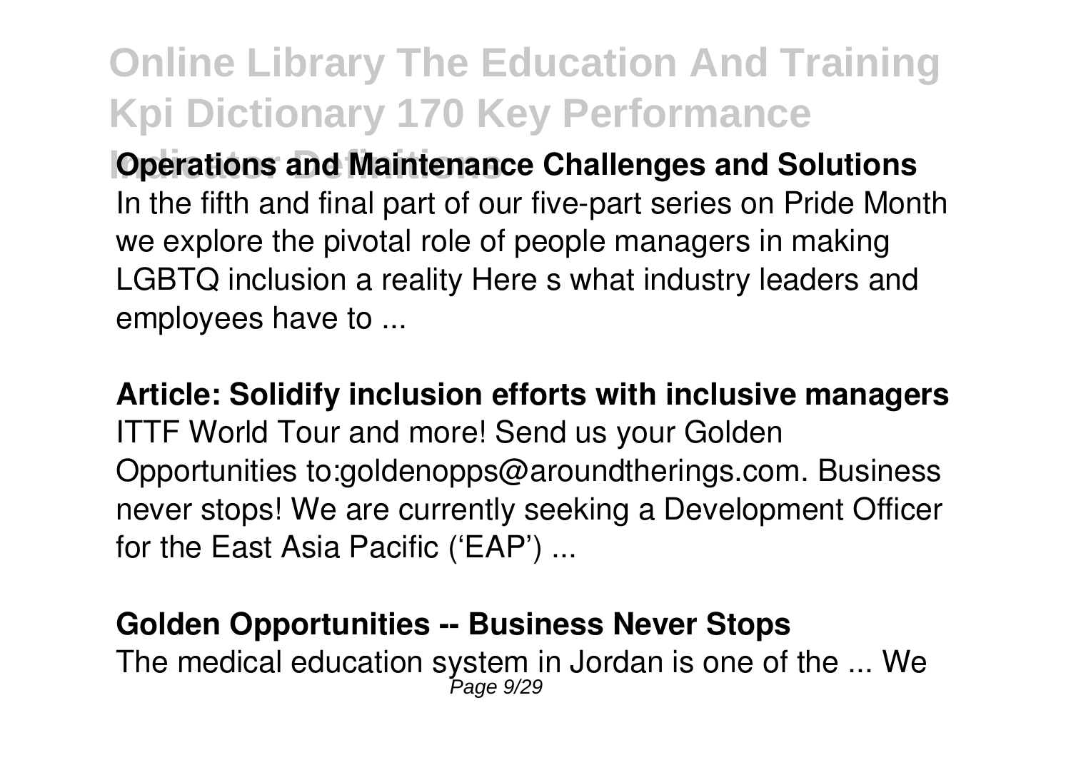**Operations and Maintenance Challenges and Solutions**

In the fifth and final part of our five-part series on Pride Month we explore the pivotal role of people managers in making LGBTQ inclusion a reality Here s what industry leaders and employees have to ...

**Article: Solidify inclusion efforts with inclusive managers**

ITTF World Tour and more! Send us your Golden Opportunities to:goldenopps@aroundtherings.com. Business never stops! We are currently seeking a Development Officer for the East Asia Pacific ('EAP') ...

**Golden Opportunities -- Business Never Stops**

The medical education system in Jordan is one of the ... We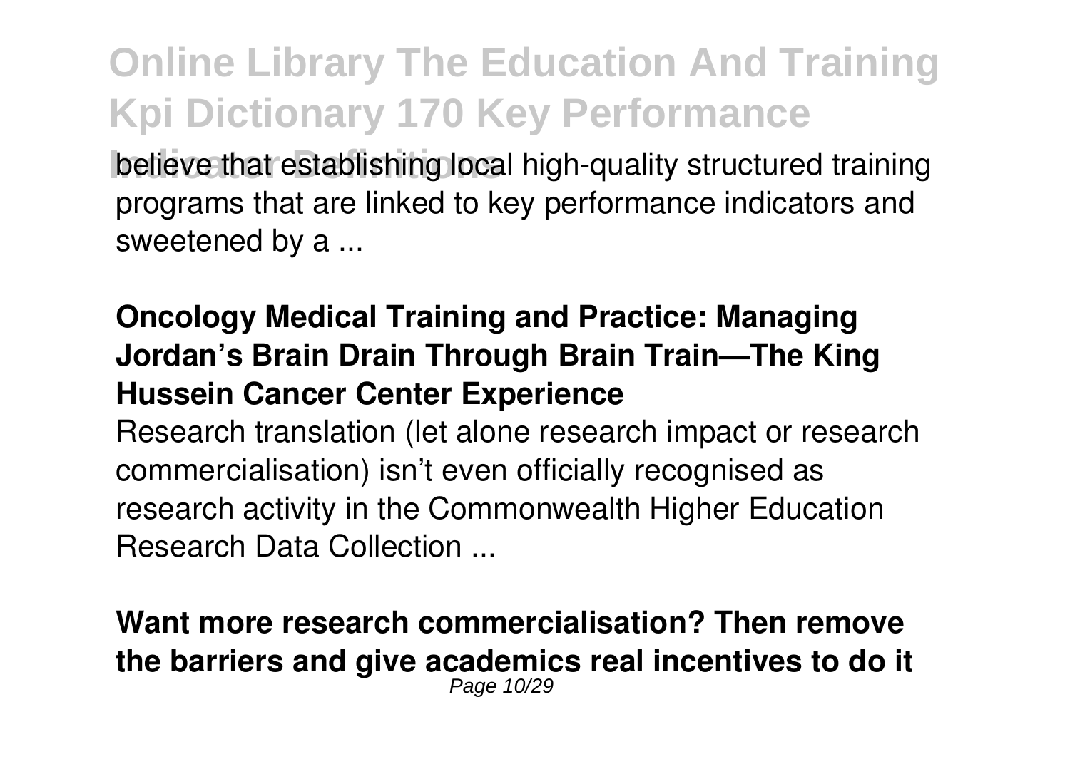believe that establishing local high-quality structured training programs that are linked to key performance indicators and sweetened by a ...

**Oncology Medical Training and Practice: Managing Jordan's Brain Drain Through Brain Train—The King Hussein Cancer Center Experience**

Research translation (let alone research impact or research commercialisation) isn't even officially recognised as research activity in the Commonwealth Higher Education Research Data Collection ...

**Want more research commercialisation? Then remove the barriers and give academics real incentives to do it**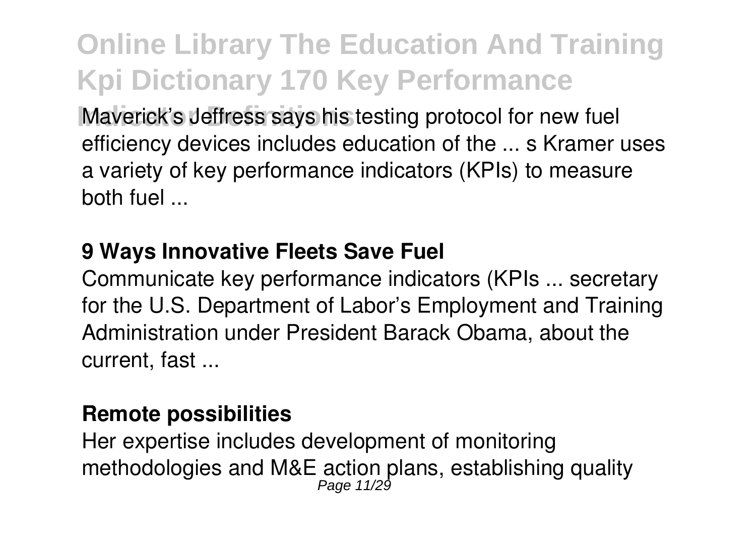Maverick's Jeffress says his testing protocol for new fuel efficiency devices includes education of the ... s Kramer uses a variety of key performance indicators (KPIs) to measure both fuel ...

### 9 Ways Innovative Fleets Save Fuel

Communicate key performance indicators (KPIs ... secretary for the U.S. Department of Labor's Employment and Training Administration under President Barack Obama, about the current, fast ...

### Remote possibilities

Her expertise includes development of monitoring methodologies and M&E action plans, establishing quality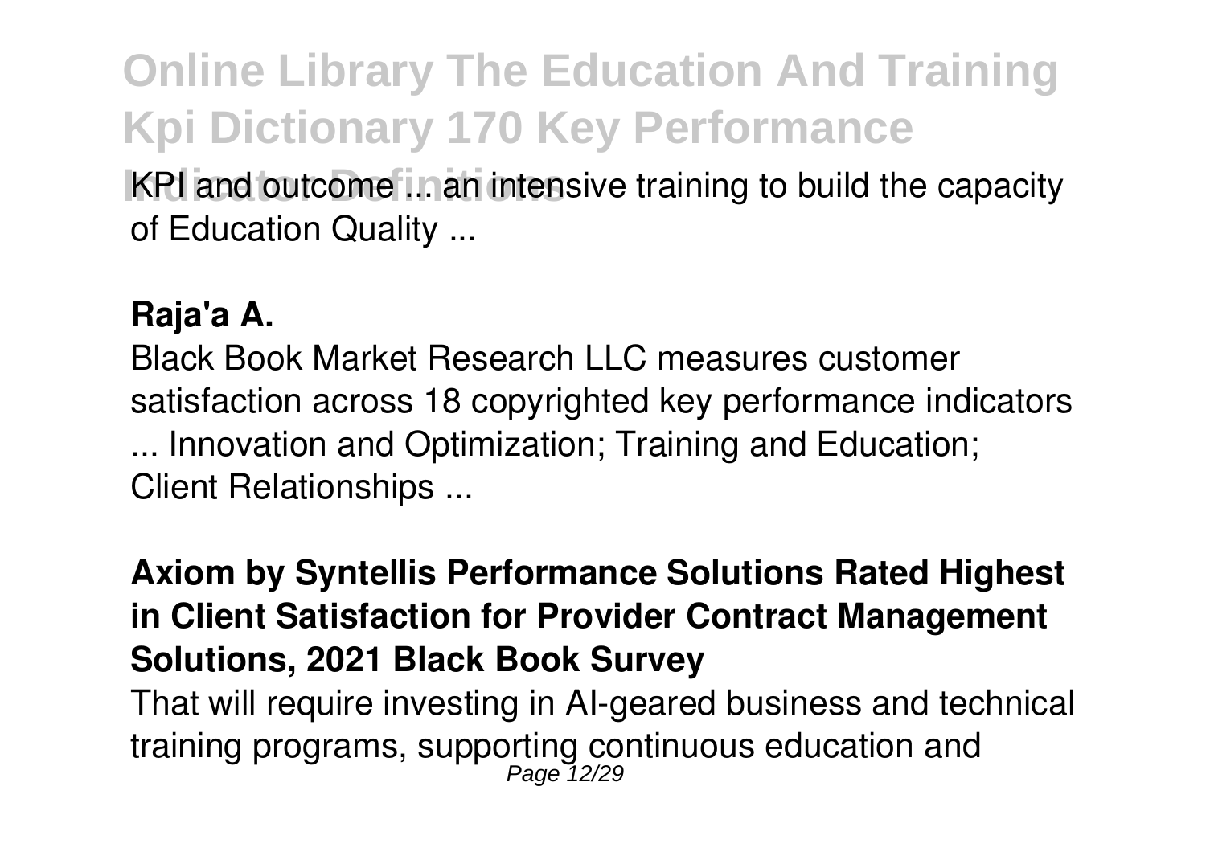KPI and outcome ... an intensive training to build the capacity of Education Quality ...

**Raja'a A.**

Black Book Market Research LLC measures customer satisfaction across 18 copyrighted key performance indicators ... Innovation and Optimization; Training and Education; Client Relationships ...

**Axiom by Syntellis Performance Solutions Rated Highest in Client Satisfaction for Provider Contract Management Solutions, 2021 Black Book Survey**

That will require investing in AI-geared business and technical training programs, supporting continuous education and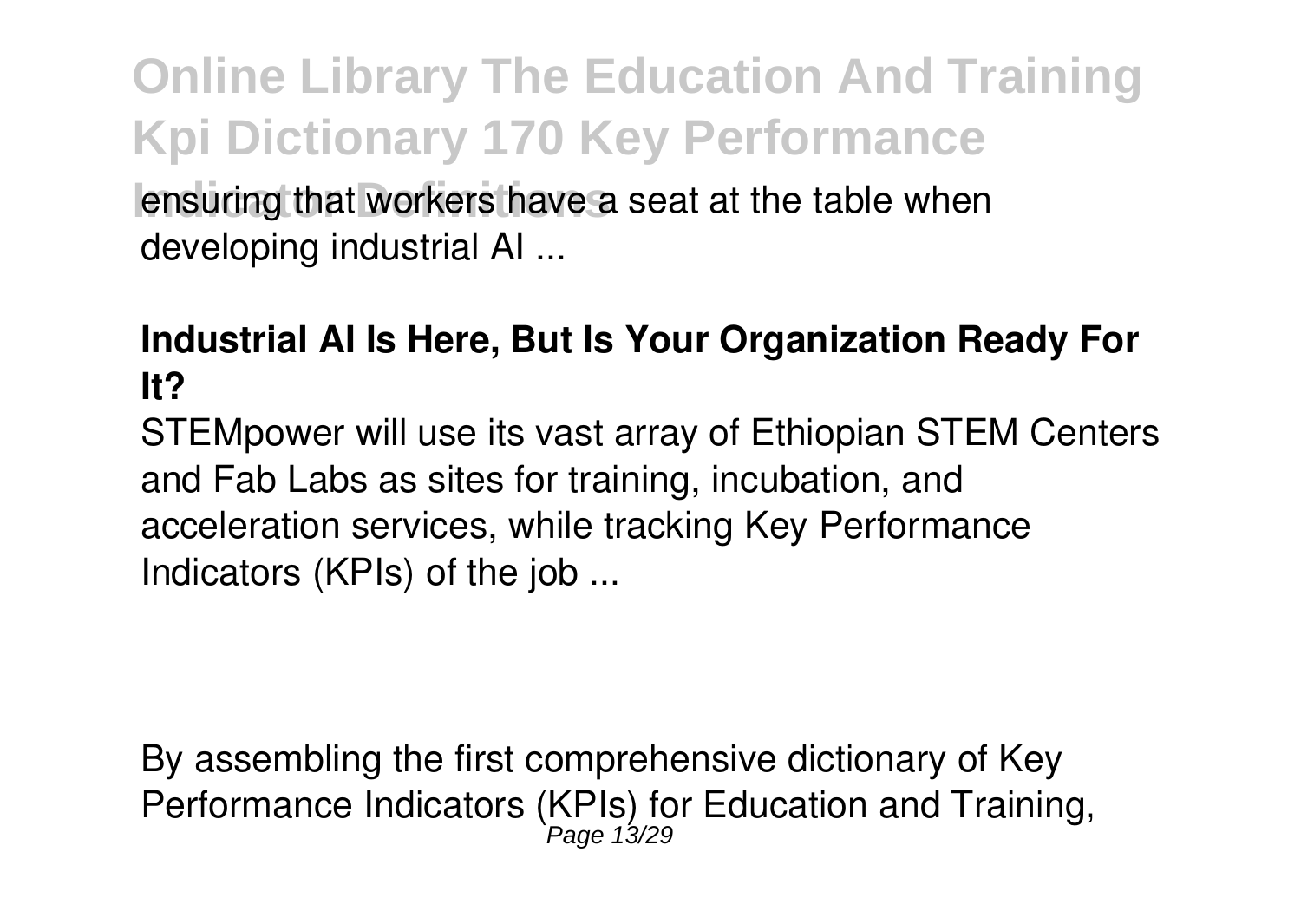ensuring that workers have a seat at the table when developing industrial AI ...

**Industrial AI Is Here, But Is Your Organization Ready For It?**

STEMpower will use its vast array of Ethiopian STEM Centers and Fab Labs as sites for training, incubation, and acceleration services, while tracking Key Performance Indicators (KPIs) of the job ...

By assembling the first comprehensive dictionary of Key Performance Indicators (KPIs) for Education and Training,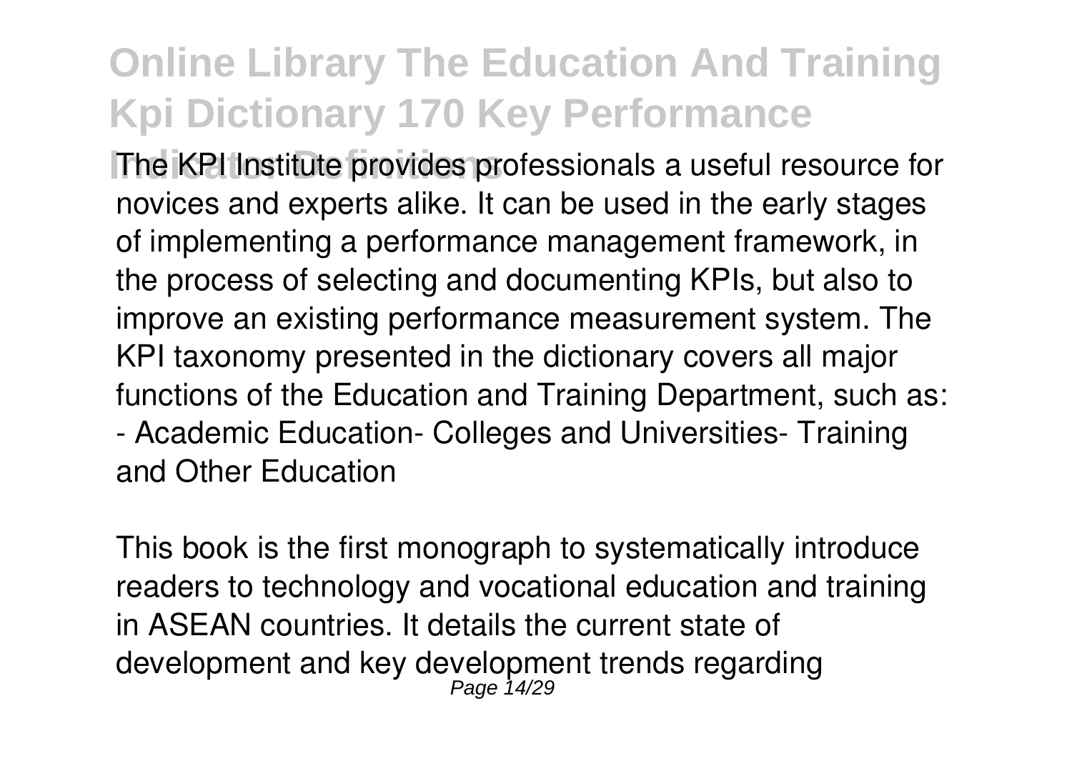The KPI Institute provides professionals a useful resource for novices and experts alike. It can be used in the early stages of implementing a performance management framework, in the process of selecting and documenting KPIs, but also to improve an existing performance measurement system. The KPI taxonomy presented in the dictionary covers all major functions of the Education and Training Department, such as: - Academic Education- Colleges and Universities- Training and Other Education

This book is the first monograph to systematically introduce readers to technology and vocational education and training in ASEAN countries. It details the current state of development and key development trends regarding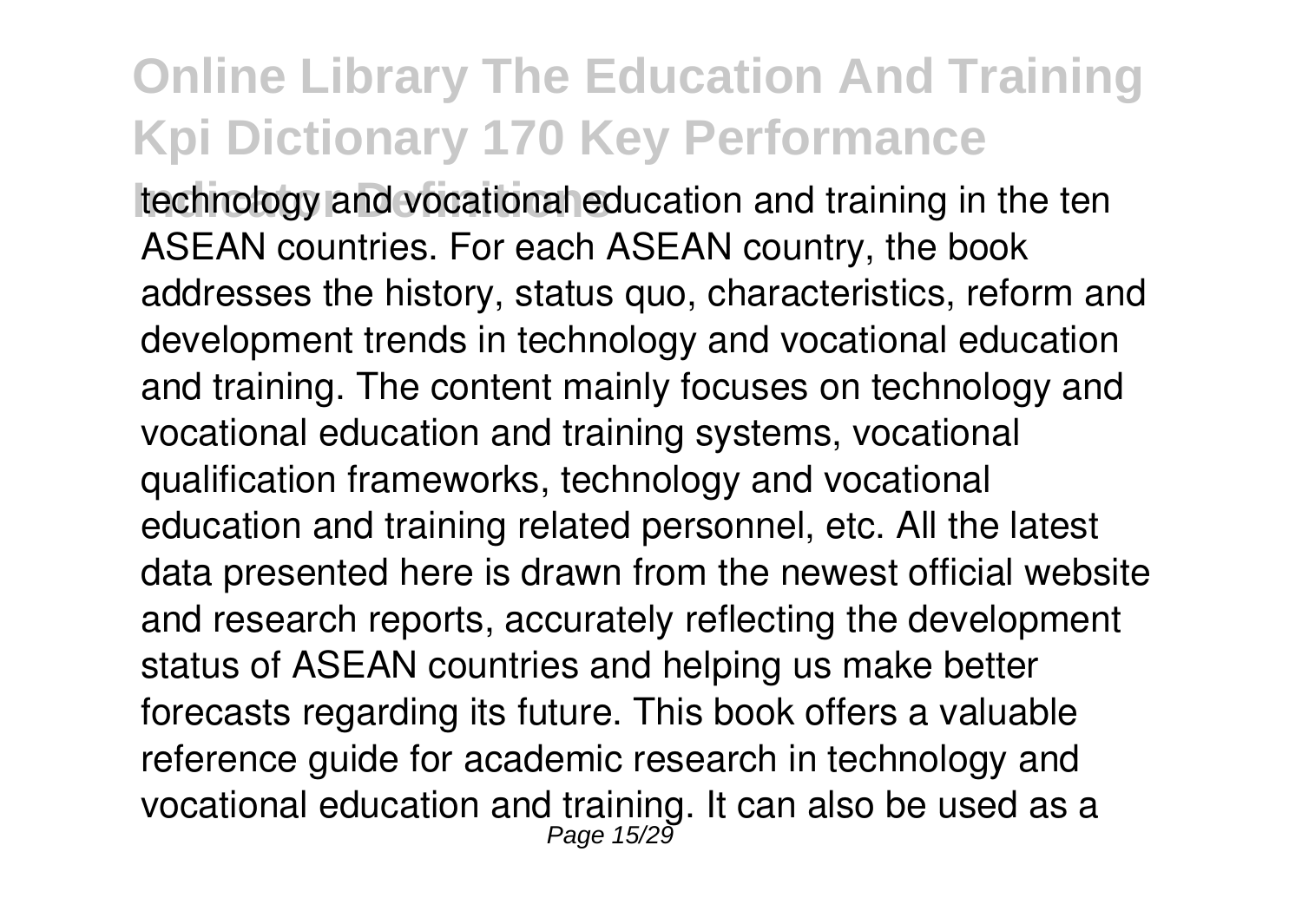technology and vocational education and training in the ten ASEAN countries. For each ASEAN country, the book addresses the history, status quo, characteristics, reform and development trends in technology and vocational education and training. The content mainly focuses on technology and vocational education and training systems, vocational qualification frameworks, technology and vocational education and training related personnel, etc. All the latest data presented here is drawn from the newest official website and research reports, accurately reflecting the development status of ASEAN countries and helping us make better forecasts regarding its future. This book offers a valuable reference guide for academic research in technology and vocational education and training. It can also be used as a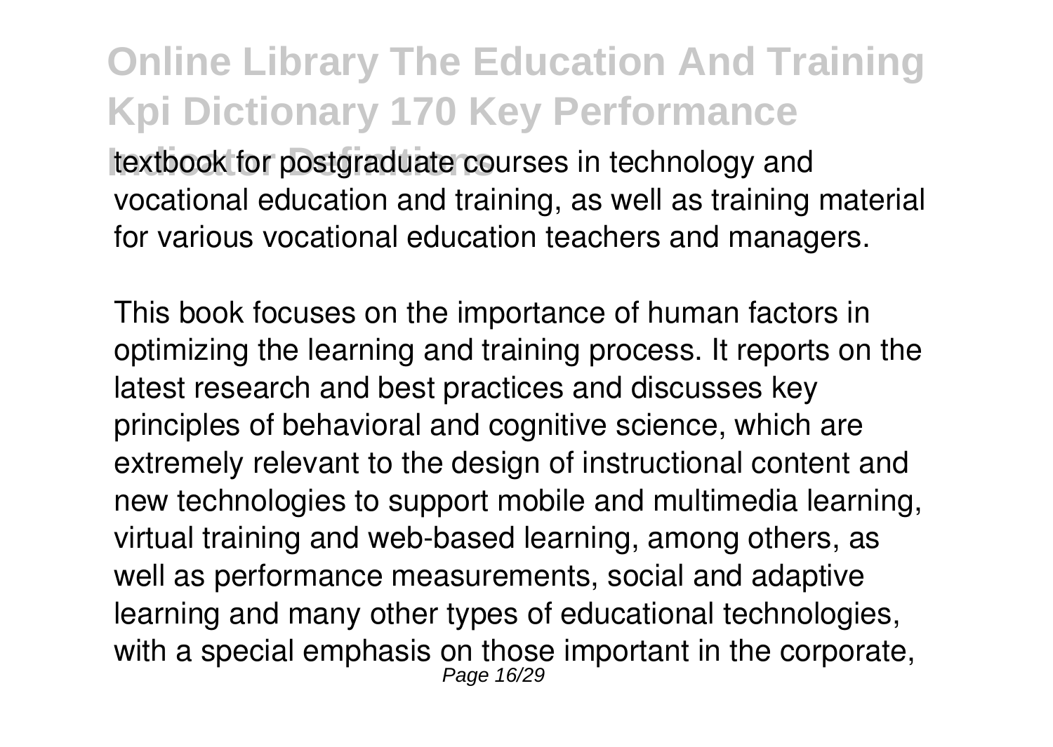textbook for postgraduate courses in technology and vocational education and training, as well as training material for various vocational education teachers and managers.

This book focuses on the importance of human factors in optimizing the learning and training process. It reports on the latest research and best practices and discusses key principles of behavioral and cognitive science, which are extremely relevant to the design of instructional content and new technologies to support mobile and multimedia learning, virtual training and web-based learning, among others, as well as performance measurements, social and adaptive learning and many other types of educational technologies, with a special emphasis on those important in the corporate,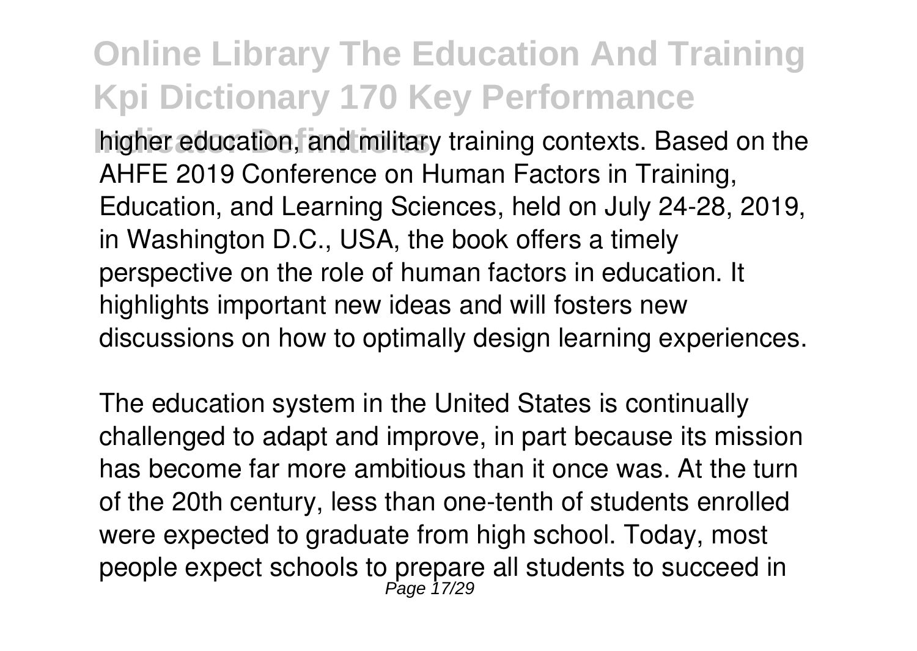higher education, and military training contexts. Based on the AHFE 2019 Conference on Human Factors in Training, Education, and Learning Sciences, held on July 24-28, 2019, in Washington D.C., USA, the book offers a timely perspective on the role of human factors in education. It highlights important new ideas and will fosters new discussions on how to optimally design learning experiences.

The education system in the United States is continually challenged to adapt and improve, in part because its mission has become far more ambitious than it once was. At the turn of the 20th century, less than one-tenth of students enrolled were expected to graduate from high school. Today, most people expect schools to prepare all students to succeed in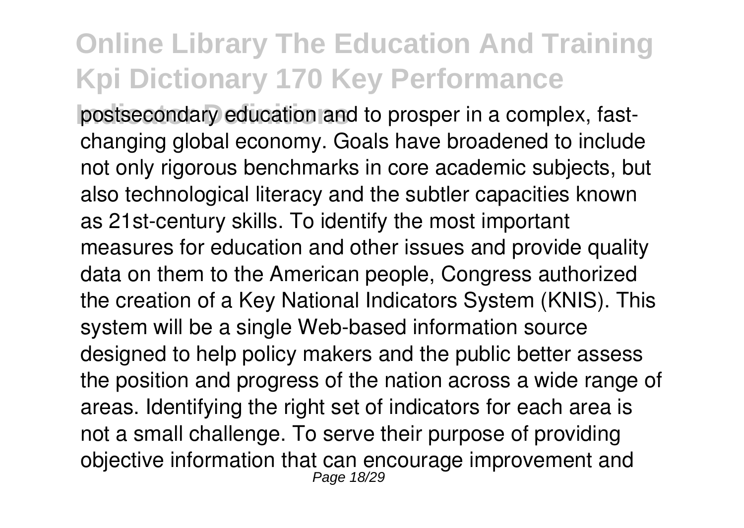postsecondary education and to prosper in a complex, fast-changing global economy. Goals have broadened to include not only rigorous benchmarks in core academic subjects, but also technological literacy and the subtler capacities known as 21st-century skills. To identify the most important measures for education and other issues and provide quality data on them to the American people, Congress authorized the creation of a Key National Indicators System (KNIS). This system will be a single Web-based information source designed to help policy makers and the public better assess the position and progress of the nation across a wide range of areas. Identifying the right set of indicators for each area is not a small challenge. To serve their purpose of providing objective information that can encourage improvement and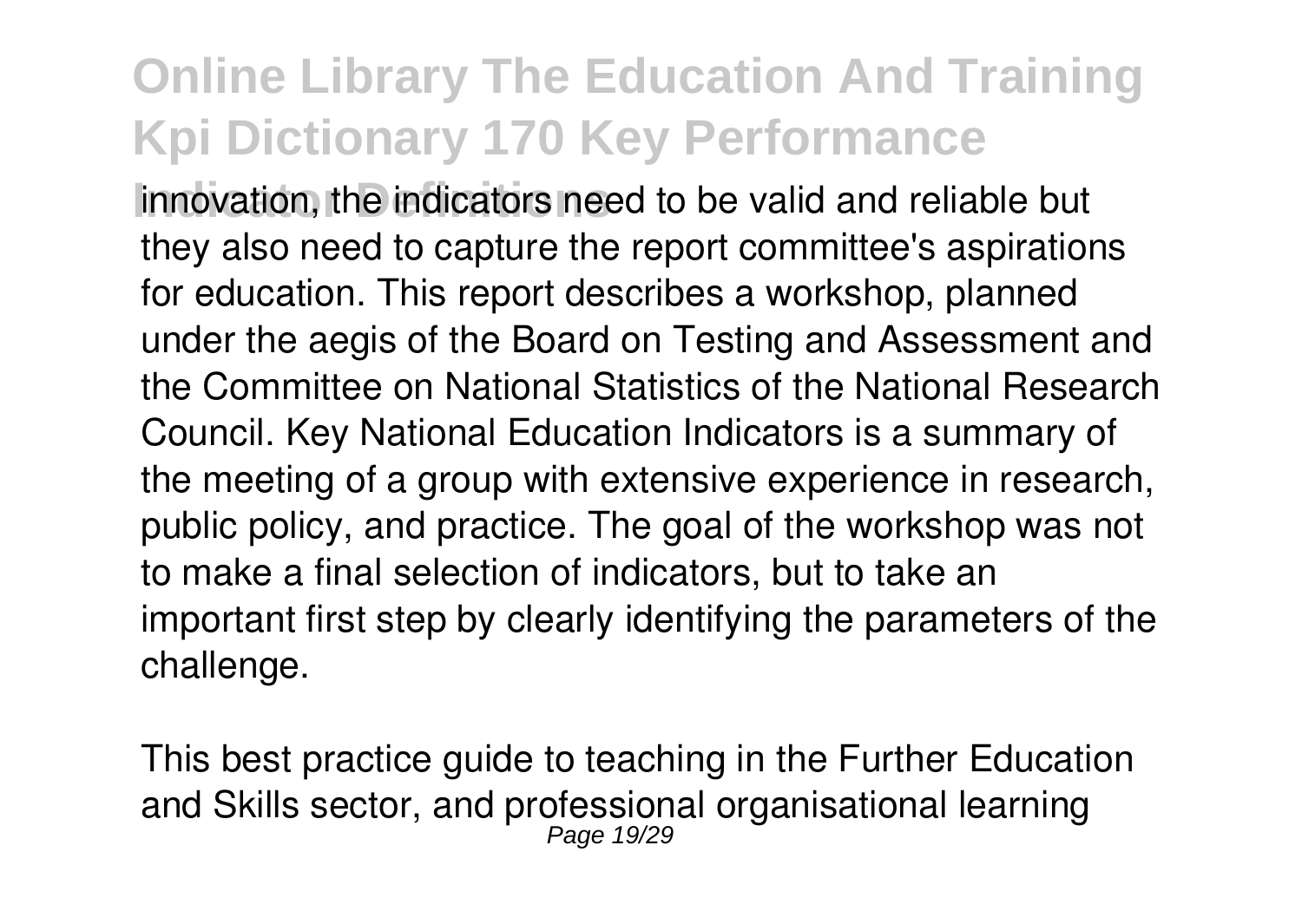innovation, the indicators need to be valid and reliable but they also need to capture the report committee's aspirations for education. This report describes a workshop, planned under the aegis of the Board on Testing and Assessment and the Committee on National Statistics of the National Research Council. Key National Education Indicators is a summary of the meeting of a group with extensive experience in research, public policy, and practice. The goal of the workshop was not to make a final selection of indicators, but to take an important first step by clearly identifying the parameters of the challenge.

This best practice guide to teaching in the Further Education and Skills sector, and professional organisational learning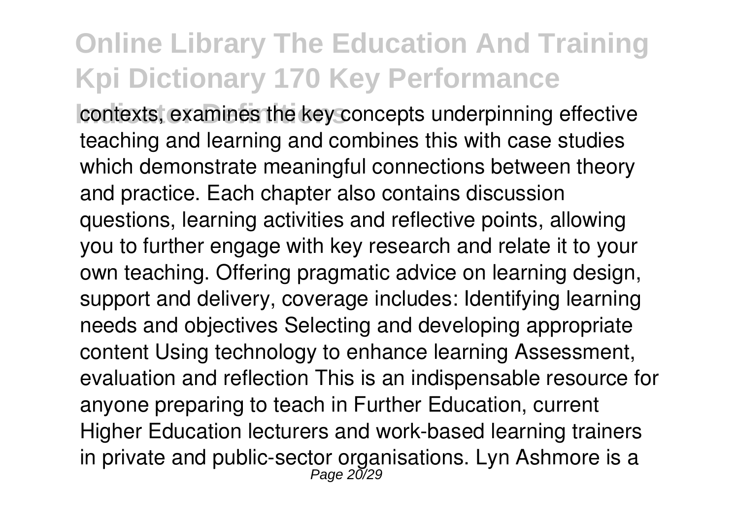contexts, examines the key concepts underpinning effective teaching and learning and combines this with case studies which demonstrate meaningful connections between theory and practice. Each chapter also contains discussion questions, learning activities and reflective points, allowing you to further engage with key research and relate it to your own teaching. Offering pragmatic advice on learning design, support and delivery, coverage includes: Identifying learning needs and objectives Selecting and developing appropriate content Using technology to enhance learning Assessment, evaluation and reflection This is an indispensable resource for anyone preparing to teach in Further Education, current Higher Education lecturers and work-based learning trainers in private and public-sector organisations. Lyn Ashmore is a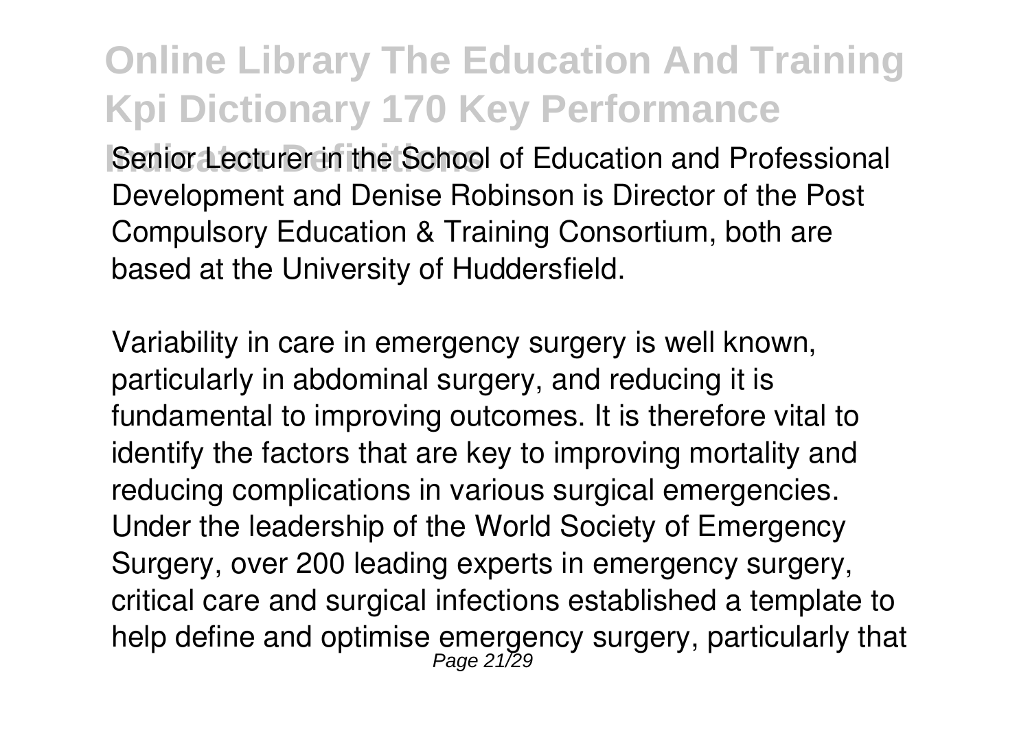Senior Lecturer in the School of Education and Professional Development and Denise Robinson is Director of the Post Compulsory Education & Training Consortium, both are based at the University of Huddersfield.

Variability in care in emergency surgery is well known, particularly in abdominal surgery, and reducing it is fundamental to improving outcomes. It is therefore vital to identify the factors that are key to improving mortality and reducing complications in various surgical emergencies. Under the leadership of the World Society of Emergency Surgery, over 200 leading experts in emergency surgery, critical care and surgical infections established a template to help define and optimise emergency surgery, particularly that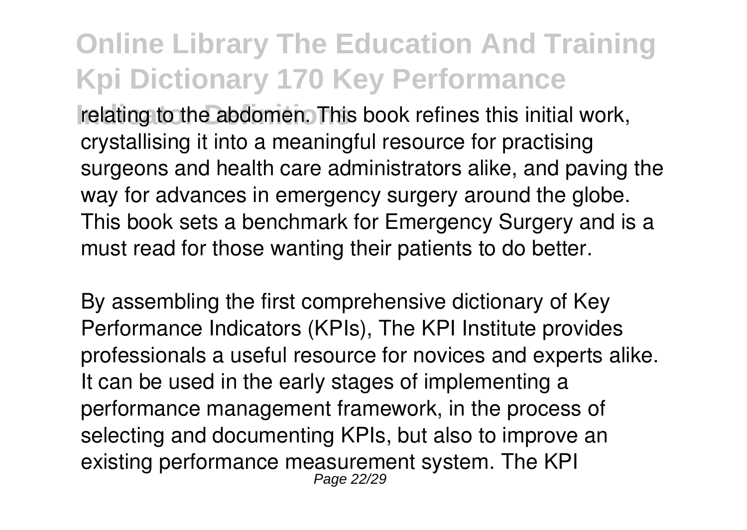relating to the abdomen. This book refines this initial work, crystallising it into a meaningful resource for practising surgeons and health care administrators alike, and paving the way for advances in emergency surgery around the globe. This book sets a benchmark for Emergency Surgery and is a must read for those wanting their patients to do better.

By assembling the first comprehensive dictionary of Key Performance Indicators (KPIs), The KPI Institute provides professionals a useful resource for novices and experts alike. It can be used in the early stages of implementing a performance management framework, in the process of selecting and documenting KPIs, but also to improve an existing performance measurement system. The KPI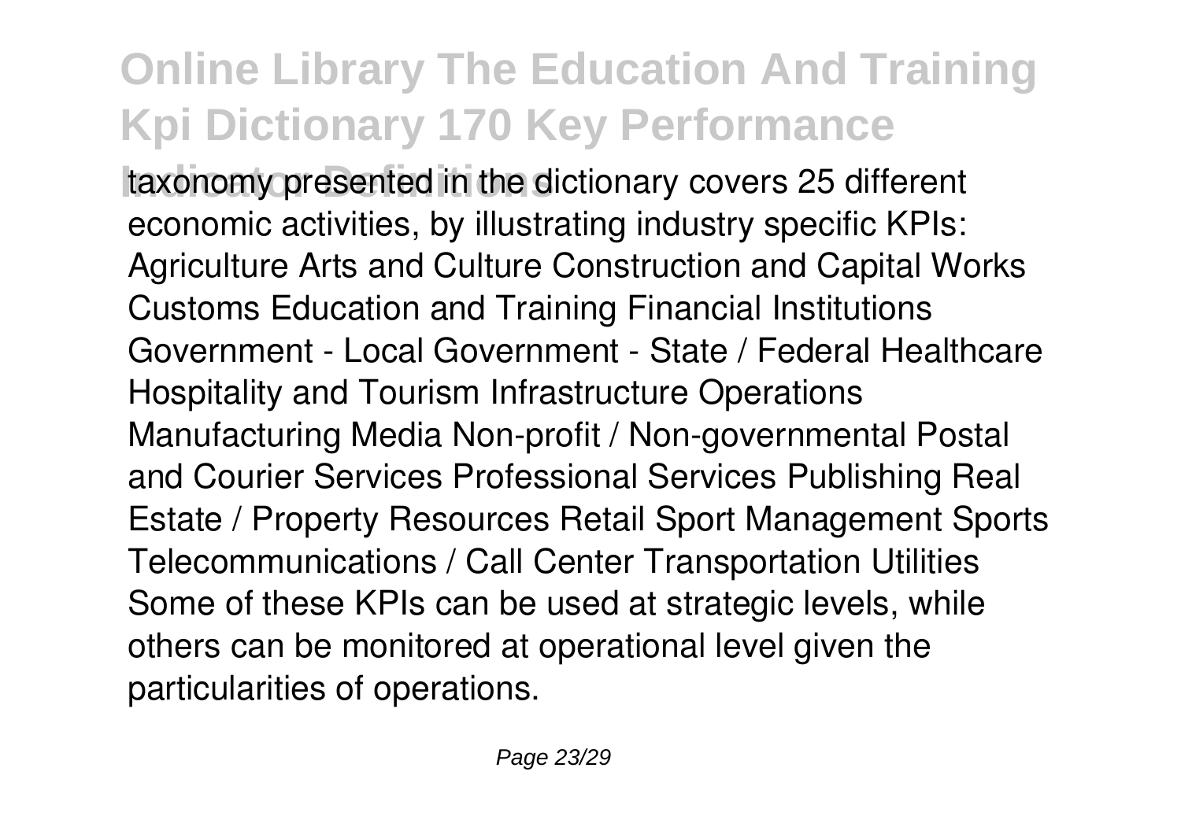taxonomy presented in the dictionary covers 25 different economic activities, by illustrating industry specific KPIs: Agriculture Arts and Culture Construction and Capital Works Customs Education and Training Financial Institutions Government - Local Government - State / Federal Healthcare Hospitality and Tourism Infrastructure Operations Manufacturing Media Non-profit / Non-governmental Postal and Courier Services Professional Services Publishing Real Estate / Property Resources Retail Sport Management Sports Telecommunications / Call Center Transportation Utilities Some of these KPIs can be used at strategic levels, while others can be monitored at operational level given the particularities of operations.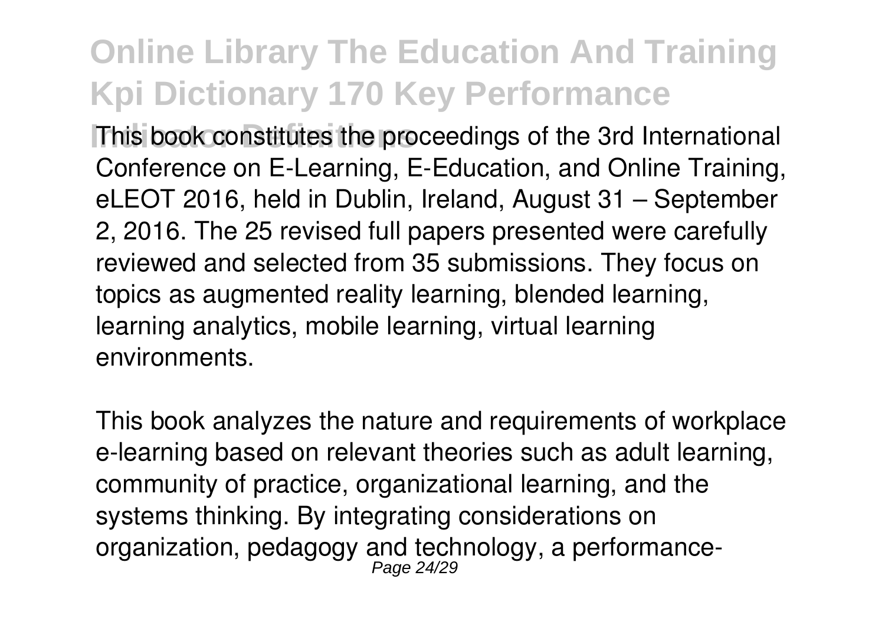This book constitutes the proceedings of the 3rd International Conference on E-Learning, E-Education, and Online Training, eLEOT 2016, held in Dublin, Ireland, August 31 – September 2, 2016. The 25 revised full papers presented were carefully reviewed and selected from 35 submissions. They focus on topics as augmented reality learning, blended learning, learning analytics, mobile learning, virtual learning environments.

This book analyzes the nature and requirements of workplace e-learning based on relevant theories such as adult learning, community of practice, organizational learning, and the systems thinking. By integrating considerations on organization, pedagogy and technology, a performance-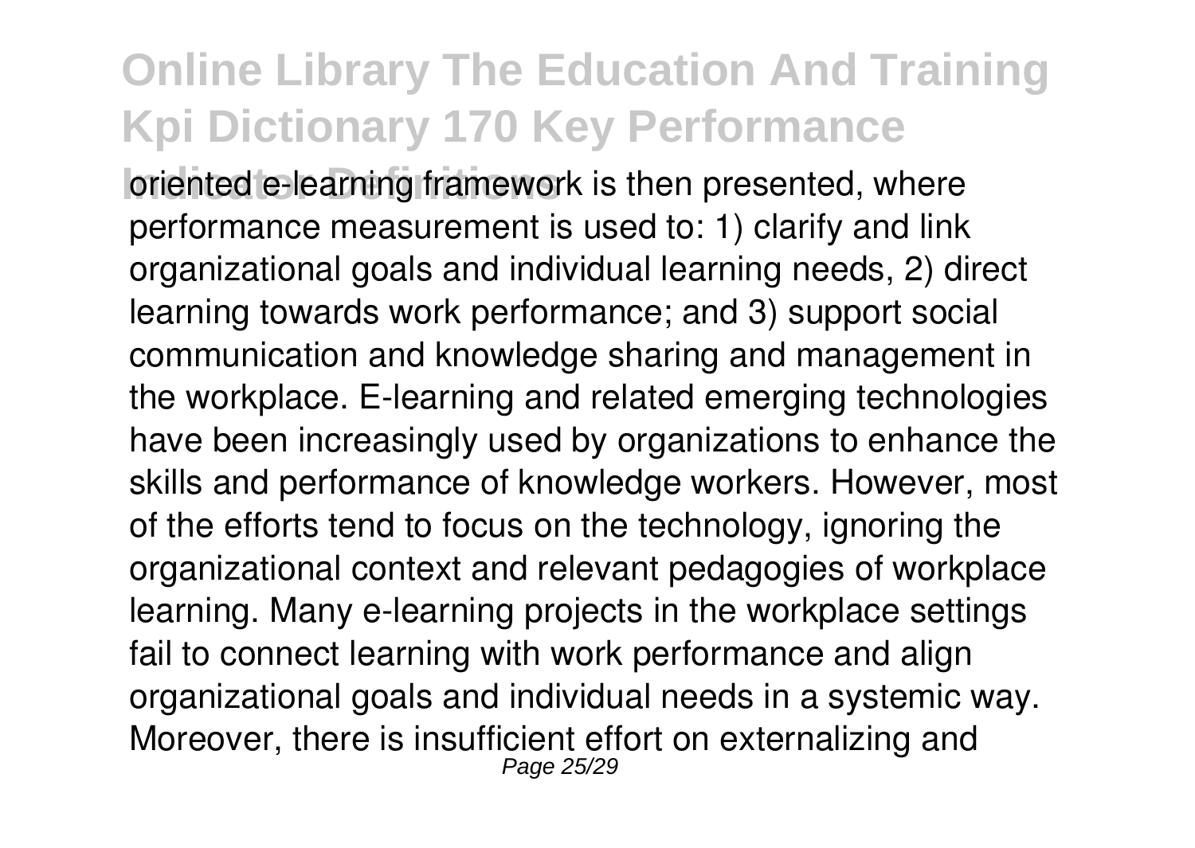oriented e-learning framework is then presented, where performance measurement is used to: 1) clarify and link organizational goals and individual learning needs, 2) direct learning towards work performance; and 3) support social communication and knowledge sharing and management in the workplace. E-learning and related emerging technologies have been increasingly used by organizations to enhance the skills and performance of knowledge workers. However, most of the efforts tend to focus on the technology, ignoring the organizational context and relevant pedagogies of workplace learning. Many e-learning projects in the workplace settings fail to connect learning with work performance and align organizational goals and individual needs in a systemic way. Moreover, there is insufficient effort on externalizing and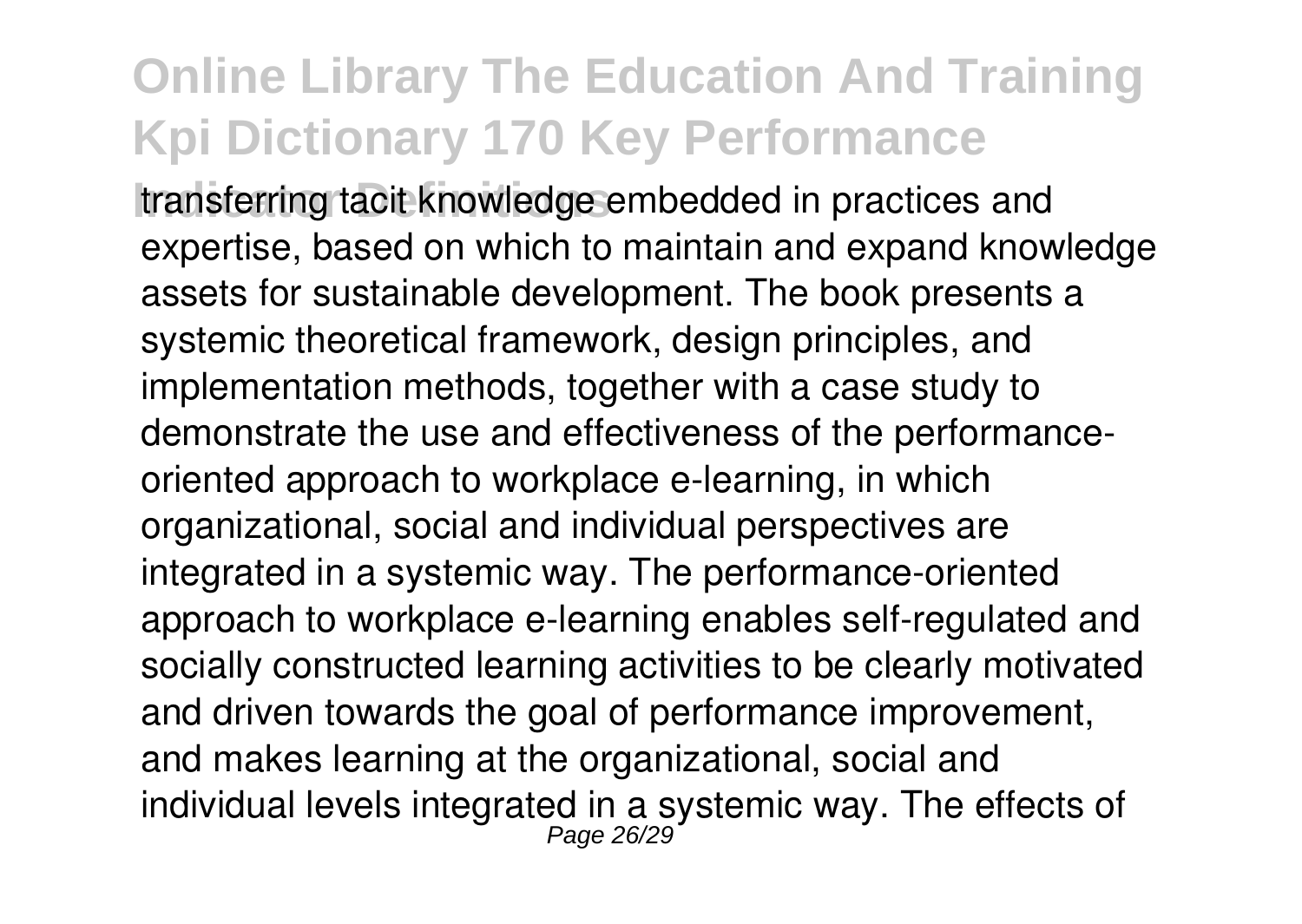transferring tacit knowledge embedded in practices and expertise, based on which to maintain and expand knowledge assets for sustainable development. The book presents a systemic theoretical framework, design principles, and implementation methods, together with a case study to demonstrate the use and effectiveness of the performance-oriented approach to workplace e-learning, in which organizational, social and individual perspectives are integrated in a systemic way. The performance-oriented approach to workplace e-learning enables self-regulated and socially constructed learning activities to be clearly motivated and driven towards the goal of performance improvement, and makes learning at the organizational, social and individual levels integrated in a systemic way. The effects of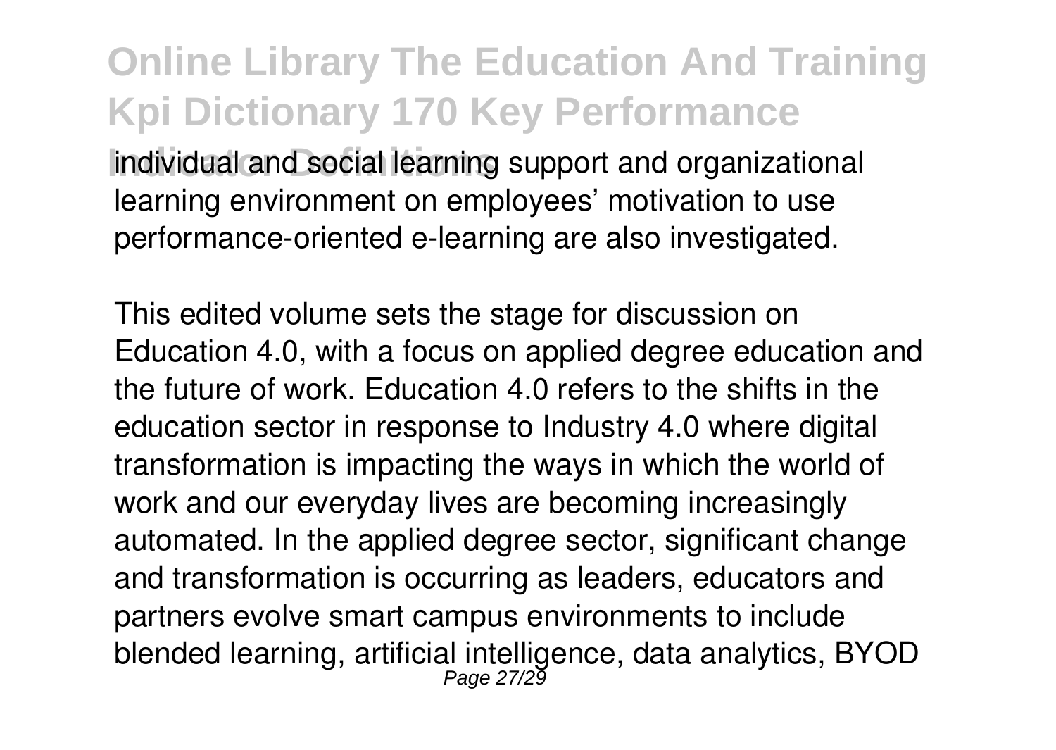individual and social learning support and organizational learning environment on employees' motivation to use performance-oriented e-learning are also investigated.

This edited volume sets the stage for discussion on Education 4.0, with a focus on applied degree education and the future of work. Education 4.0 refers to the shifts in the education sector in response to Industry 4.0 where digital transformation is impacting the ways in which the world of work and our everyday lives are becoming increasingly automated. In the applied degree sector, significant change and transformation is occurring as leaders, educators and partners evolve smart campus environments to include blended learning, artificial intelligence, data analytics, BYOD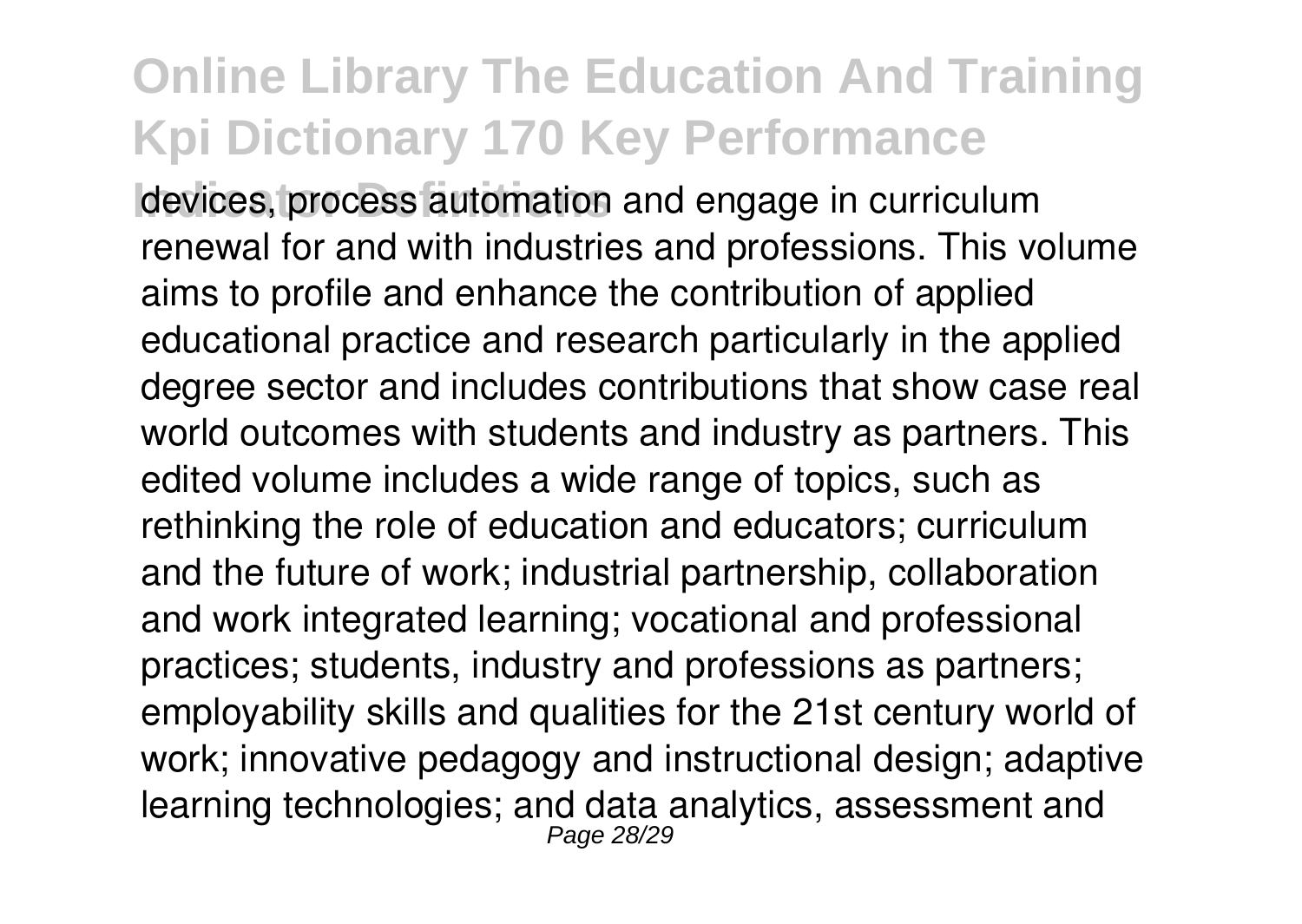devices, process automation and engage in curriculum renewal for and with industries and professions. This volume aims to profile and enhance the contribution of applied educational practice and research particularly in the applied degree sector and includes contributions that show case real world outcomes with students and industry as partners. This edited volume includes a wide range of topics, such as rethinking the role of education and educators; curriculum and the future of work; industrial partnership, collaboration and work integrated learning; vocational and professional practices; students, industry and professions as partners; employability skills and qualities for the 21st century world of work; innovative pedagogy and instructional design; adaptive learning technologies; and data analytics, assessment and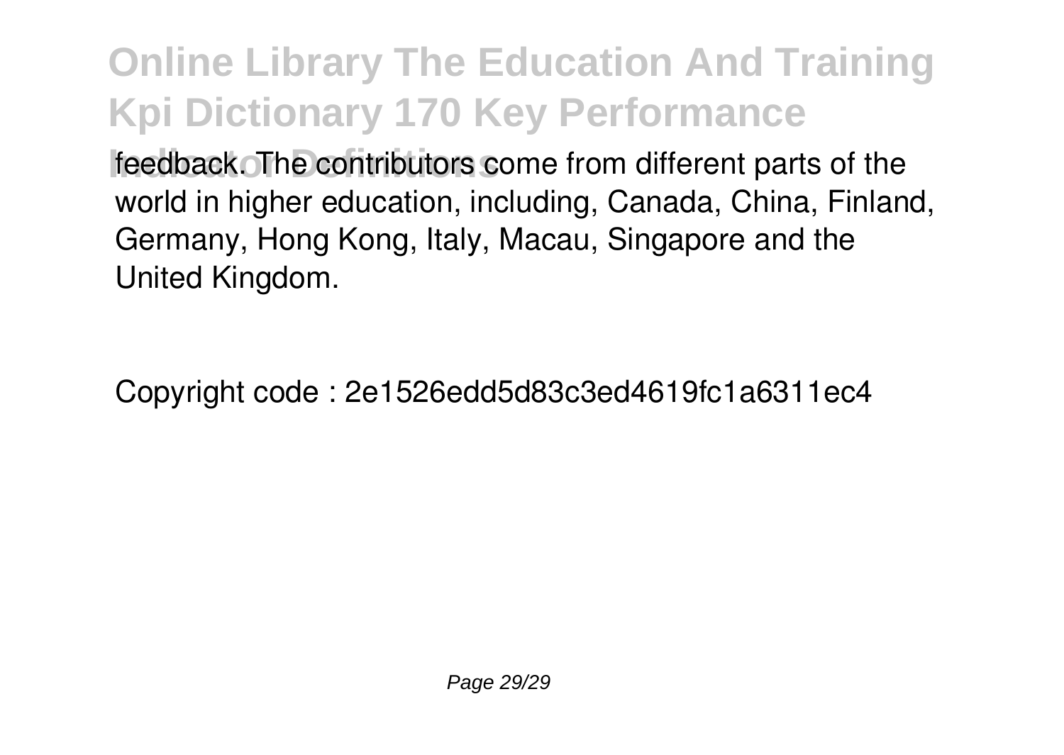feedback. The contributors come from different parts of the world in higher education, including, Canada, China, Finland, Germany, Hong Kong, Italy, Macau, Singapore and the United Kingdom.

Copyright code : 2e1526edd5d83c3ed4619fc1a6311ec4